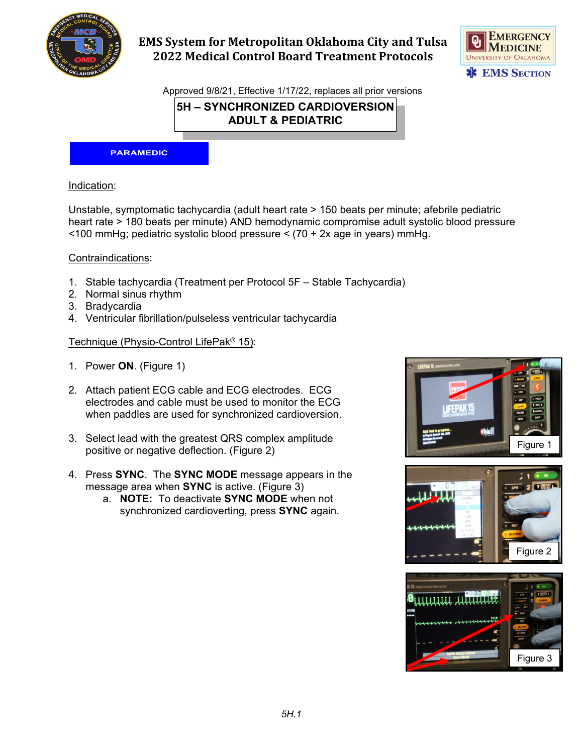EMS System for Metropolitan Oklahoma City and Tulsa
2022 Medical Control Board Treatment Protocols

Approved 9/8/21, Effective 1/17/22, replaces all prior versions

# 5H – SYNCHRONIZED CARDIOVERSION ADULT & PEDIATRIC

**PARAMEDIC**

## Indication:

Unstable, symptomatic tachycardia (adult heart rate > 150 beats per minute; afebrile pediatric heart rate > 180 beats per minute) AND hemodynamic compromise adult systolic blood pressure <100 mmHg; pediatric systolic blood pressure < (70 + 2x age in years) mmHg.

## Contraindications:

1. Stable tachycardia (Treatment per Protocol 5F – Stable Tachycardia)
2. Normal sinus rhythm
3. Bradycardia
4. Ventricular fibrillation/pulseless ventricular tachycardia

## Technique (Physio-Control LifePak® 15):

1. Power **ON**. (Figure 1)

2. Attach patient ECG cable and ECG electrodes. ECG electrodes and cable must be used to monitor the ECG when paddles are used for synchronized cardioversion.

3. Select lead with the greatest QRS complex amplitude positive or negative deflection. (Figure 2)

4. Press **SYNC**. The **SYNC MODE** message appears in the message area when **SYNC** is active. (Figure 3)
   a. **NOTE:** To deactivate **SYNC MODE** when not synchronized cardioverting, press **SYNC** again.

Figure 1

Figure 2

Figure 3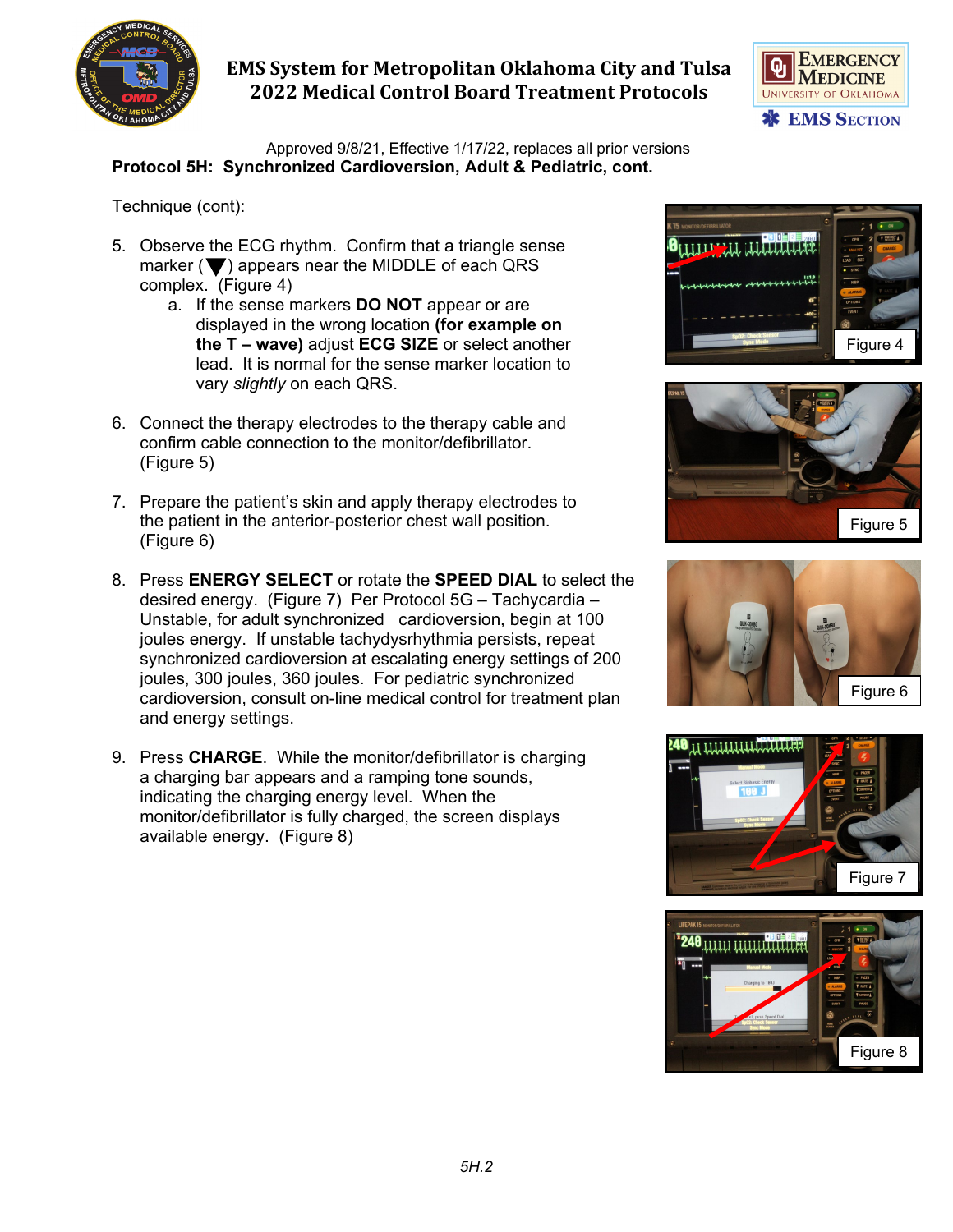Approved 9/8/21, Effective 1/17/22, replaces all prior versions

**Protocol 5H: Synchronized Cardioversion, Adult & Pediatric, cont.**

Technique (cont):

5. Observe the ECG rhythm. Confirm that a triangle sense marker (▼) appears near the MIDDLE of each QRS complex. (Figure 4)
   a. If the sense markers **DO NOT** appear or are displayed in the wrong location **(for example on the T – wave)** adjust **ECG SIZE** or select another lead. It is normal for the sense marker location to vary *slightly* on each QRS.

6. Connect the therapy electrodes to the therapy cable and confirm cable connection to the monitor/defibrillator. (Figure 5)

7. Prepare the patient's skin and apply therapy electrodes to the patient in the anterior-posterior chest wall position. (Figure 6)

8. Press **ENERGY SELECT** or rotate the **SPEED DIAL** to select the desired energy. (Figure 7) Per Protocol 5G – Tachycardia – Unstable, for adult synchronized cardioversion, begin at 100 joules energy. If unstable tachydysrhythmia persists, repeat synchronized cardioversion at escalating energy settings of 200 joules, 300 joules, 360 joules. For pediatric synchronized cardioversion, consult on-line medical control for treatment plan and energy settings.

9. Press **CHARGE**. While the monitor/defibrillator is charging a charging bar appears and a ramping tone sounds, indicating the charging energy level. When the monitor/defibrillator is fully charged, the screen displays available energy. (Figure 8)

Figure 4

Figure 5

Figure 6

Figure 7

Figure 8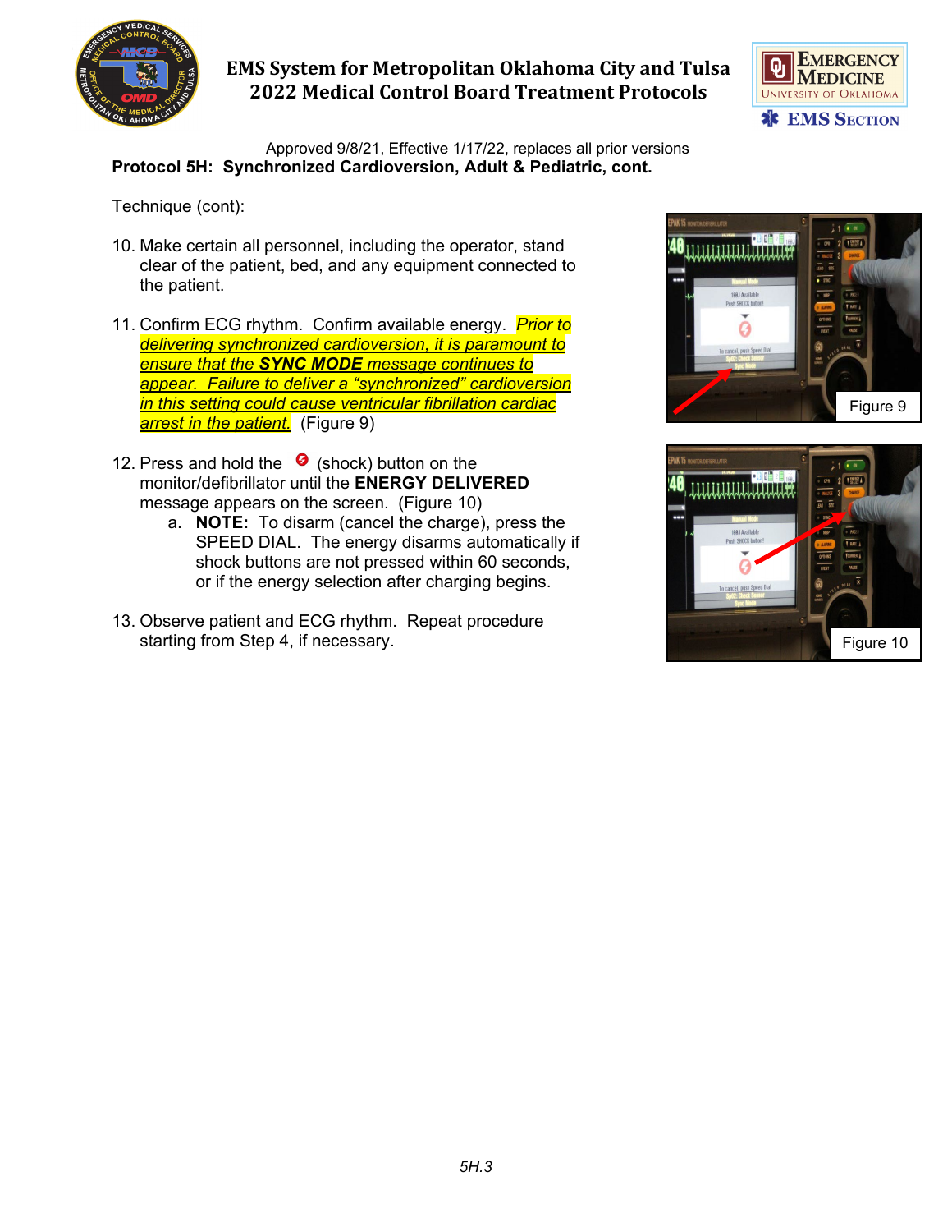EMS System for Metropolitan Oklahoma City and Tulsa
2022 Medical Control Board Treatment Protocols

Approved 9/8/21, Effective 1/17/22, replaces all prior versions

**Protocol 5H: Synchronized Cardioversion, Adult & Pediatric, cont.**

Technique (cont):

10. Make certain all personnel, including the operator, stand clear of the patient, bed, and any equipment connected to the patient.

11. Confirm ECG rhythm. Confirm available energy. *Prior to delivering synchronized cardioversion, it is paramount to ensure that the **SYNC MODE** message continues to appear. Failure to deliver a "synchronized" cardioversion in this setting could cause ventricular fibrillation cardiac arrest in the patient.* (Figure 9)

Figure 9

12. Press and hold the (shock) button on the monitor/defibrillator until the **ENERGY DELIVERED** message appears on the screen. (Figure 10)
    a. **NOTE:** To disarm (cancel the charge), press the SPEED DIAL. The energy disarms automatically if shock buttons are not pressed within 60 seconds, or if the energy selection after charging begins.

Figure 10

13. Observe patient and ECG rhythm. Repeat procedure starting from Step 4, if necessary.